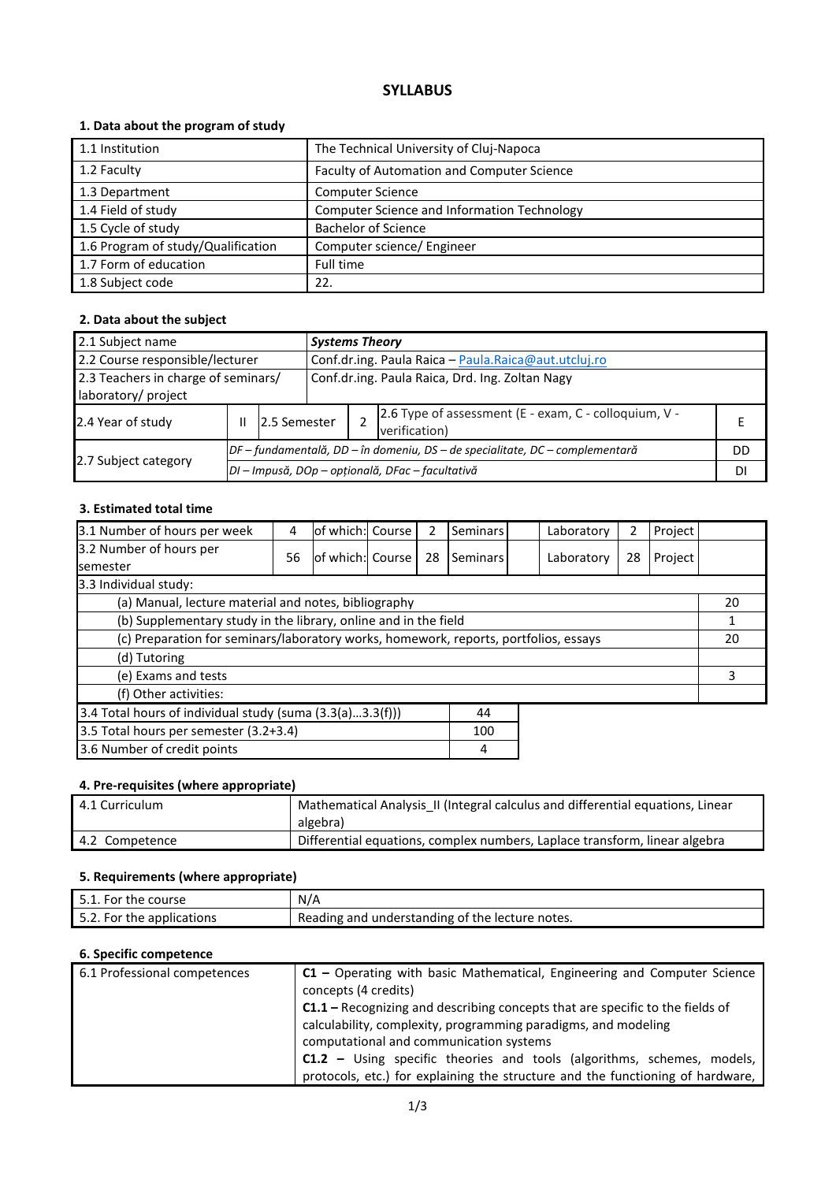# SYLLABUS

## 1. Data about the program of study

| | |
|---|---|
| 1.1 Institution | The Technical University of Cluj-Napoca |
| 1.2 Faculty | Faculty of Automation and Computer Science |
| 1.3 Department | Computer Science |
| 1.4 Field of study | Computer Science and Information Technology |
| 1.5 Cycle of study | Bachelor of Science |
| 1.6 Program of study/Qualification | Computer science/ Engineer |
| 1.7 Form of education | Full time |
| 1.8 Subject code | 22. |

## 2. Data about the subject

| | | | | | |
|---|---|---|---|---|---|
| 2.1 Subject name | ***Systems Theory*** | | | | |
| 2.2 Course responsible/lecturer | Conf.dr.ing. Paula Raica – Paula.Raica@aut.utcluj.ro | | | | |
| 2.3 Teachers in charge of seminars/ laboratory/ project | Conf.dr.ing. Paula Raica, Drd. Ing. Zoltan Nagy | | | | |
| 2.4 Year of study | II | 2.5 Semester | 2 | 2.6 Type of assessment (E - exam, C - colloquium, V - verification) | E |
| 2.7 Subject category | *DF – fundamentală, DD – în domeniu, DS – de specialitate, DC – complementară* | | | | DD |
| | *DI – Impusă, DOp – opțională, DFac – facultativă* | | | | DI |

## 3. Estimated total time

| | | | | | | | | | |
|---|---|---|---|---|---|---|---|---|---|
| 3.1 Number of hours per week | 4 | of which: Course | 2 | Seminars | | Laboratory | 2 | Project | |
| 3.2 Number of hours per semester | 56 | of which: Course | 28 | Seminars | | Laboratory | 28 | Project | |

| 3.3 Individual study: | |
|---|---|
| (a) Manual, lecture material and notes, bibliography | 20 |
| (b) Supplementary study in the library, online and in the field | 1 |
| (c) Preparation for seminars/laboratory works, homework, reports, portfolios, essays | 20 |
| (d) Tutoring | |
| (e) Exams and tests | 3 |
| (f) Other activities: | |

| | |
|---|---|
| 3.4 Total hours of individual study (suma (3.3(a)...3.3(f))) | 44 |
| 3.5 Total hours per semester (3.2+3.4) | 100 |
| 3.6 Number of credit points | 4 |

## 4. Pre-requisites (where appropriate)

| | |
|---|---|
| 4.1 Curriculum | Mathematical Analysis_II (Integral calculus and differential equations, Linear algebra) |
| 4.2 Competence | Differential equations, complex numbers, Laplace transform, linear algebra |

## 5. Requirements (where appropriate)

| | |
|---|---|
| 5.1. For the course | N/A |
| 5.2. For the applications | Reading and understanding of the lecture notes. |

## 6. Specific competence

| | |
|---|---|
| 6.1 Professional competences | **C1 –** Operating with basic Mathematical, Engineering and Computer Science concepts (4 credits)<br>**C1.1 –** Recognizing and describing concepts that are specific to the fields of calculability, complexity, programming paradigms, and modeling computational and communication systems<br>**C1.2 –** Using specific theories and tools (algorithms, schemes, models, protocols, etc.) for explaining the structure and the functioning of hardware, |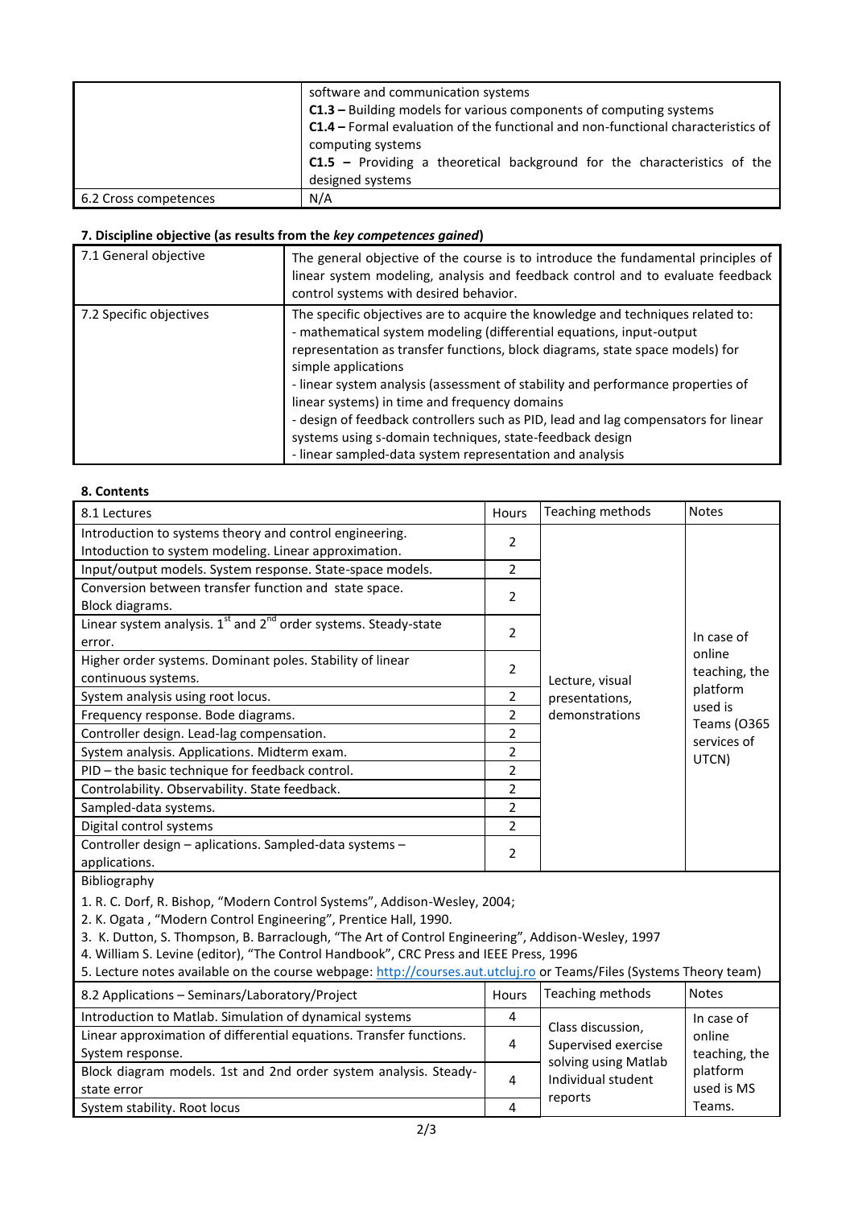| | software and communication systems<br>**C1.3 –** Building models for various components of computing systems<br>**C1.4 –** Formal evaluation of the functional and non-functional characteristics of computing systems<br>**C1.5 –** Providing a theoretical background for the characteristics of the designed systems |
|---|---|
| 6.2 Cross competences | N/A |

### 7. Discipline objective (as results from the *key competences gained*)

| 7.1 General objective | The general objective of the course is to introduce the fundamental principles of linear system modeling, analysis and feedback control and to evaluate feedback control systems with desired behavior. |
|---|---|
| 7.2 Specific objectives | The specific objectives are to acquire the knowledge and techniques related to:<br>- mathematical system modeling (differential equations, input-output representation as transfer functions, block diagrams, state space models) for simple applications<br>- linear system analysis (assessment of stability and performance properties of linear systems) in time and frequency domains<br>- design of feedback controllers such as PID, lead and lag compensators for linear systems using s-domain techniques, state-feedback design<br>- linear sampled-data system representation and analysis |

### 8. Contents

| 8.1 Lectures | Hours | Teaching methods | Notes |
|---|---|---|---|
| Introduction to systems theory and control engineering. Intoduction to system modeling. Linear approximation. | 2 | Lecture, visual presentations, demonstrations | In case of online teaching, the platform used is Teams (O365 services of UTCN) |
| Input/output models. System response. State-space models. | 2 | | |
| Conversion between transfer function and state space. Block diagrams. | 2 | | |
| Linear system analysis. 1st and 2nd order systems. Steady-state error. | 2 | | |
| Higher order systems. Dominant poles. Stability of linear continuous systems. | 2 | | |
| System analysis using root locus. | 2 | | |
| Frequency response. Bode diagrams. | 2 | | |
| Controller design. Lead-lag compensation. | 2 | | |
| System analysis. Applications. Midterm exam. | 2 | | |
| PID – the basic technique for feedback control. | 2 | | |
| Controlability. Observability. State feedback. | 2 | | |
| Sampled-data systems. | 2 | | |
| Digital control systems | 2 | | |
| Controller design – aplications. Sampled-data systems – applications. | 2 | | |

Bibliography

1. R. C. Dorf, R. Bishop, "Modern Control Systems", Addison-Wesley, 2004;
2. K. Ogata , "Modern Control Engineering", Prentice Hall, 1990.
3. K. Dutton, S. Thompson, B. Barraclough, "The Art of Control Engineering", Addison-Wesley, 1997
4. William S. Levine (editor), "The Control Handbook", CRC Press and IEEE Press, 1996
5. Lecture notes available on the course webpage: http://courses.aut.utcluj.ro or Teams/Files (Systems Theory team)

| 8.2 Applications – Seminars/Laboratory/Project | Hours | Teaching methods | Notes |
|---|---|---|---|
| Introduction to Matlab. Simulation of dynamical systems | 4 | Class discussion, Supervised exercise solving using Matlab Individual student reports | In case of online teaching, the platform used is MS Teams. |
| Linear approximation of differential equations. Transfer functions. System response. | 4 | | |
| Block diagram models. 1st and 2nd order system analysis. Steady-state error | 4 | | |
| System stability. Root locus | 4 | | |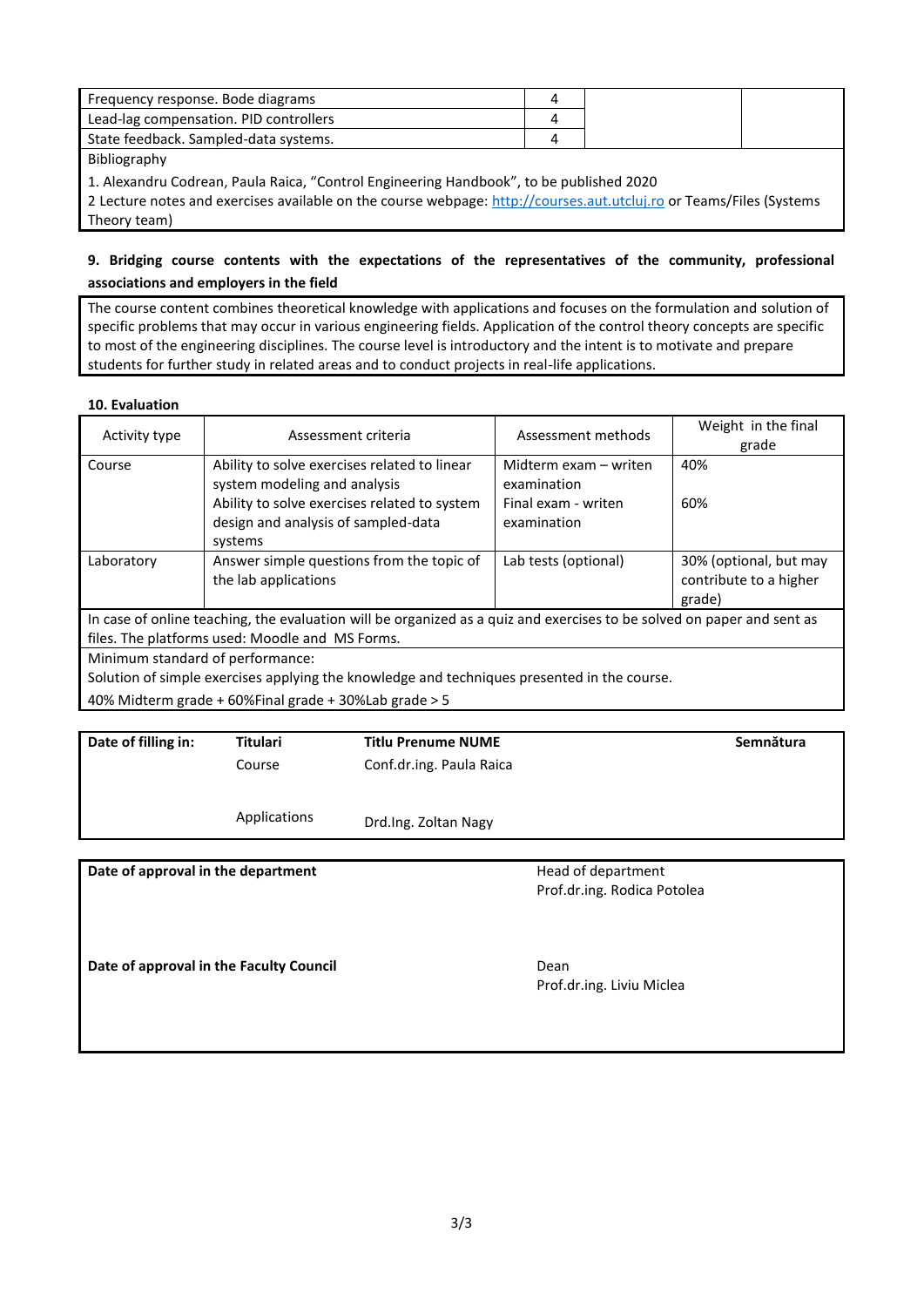| | | | |
|---|---|---|---|
| Frequency response. Bode diagrams | 4 | | |
| Lead-lag compensation. PID controllers | 4 | | |
| State feedback. Sampled-data systems. | 4 | | |

Bibliography

1. Alexandru Codrean, Paula Raica, "Control Engineering Handbook", to be published 2020

2 Lecture notes and exercises available on the course webpage: http://courses.aut.utcluj.ro or Teams/Files (Systems Theory team)

**9. Bridging course contents with the expectations of the representatives of the community, professional associations and employers in the field**

The course content combines theoretical knowledge with applications and focuses on the formulation and solution of specific problems that may occur in various engineering fields. Application of the control theory concepts are specific to most of the engineering disciplines. The course level is introductory and the intent is to motivate and prepare students for further study in related areas and to conduct projects in real-life applications.

**10. Evaluation**

| Activity type | Assessment criteria | Assessment methods | Weight in the final grade |
|---|---|---|---|
| Course | Ability to solve exercises related to linear system modeling and analysis | Midterm exam – writen examination | 40% |
| | Ability to solve exercises related to system design and analysis of sampled-data systems | Final exam - writen examination | 60% |
| Laboratory | Answer simple questions from the topic of the lab applications | Lab tests (optional) | 30% (optional, but may contribute to a higher grade) |

In case of online teaching, the evaluation will be organized as a quiz and exercises to be solved on paper and sent as files. The platforms used: Moodle and MS Forms.

Minimum standard of performance:

Solution of simple exercises applying the knowledge and techniques presented in the course.

40% Midterm grade + 60%Final grade + 30%Lab grade > 5

| Date of filling in: | Titulari | Titlu Prenume NUME | Semnătura |
|---|---|---|---|
| | Course | Conf.dr.ing. Paula Raica | |
| | Applications | Drd.Ing. Zoltan Nagy | |

| | |
|---|---|
| **Date of approval in the department** | Head of department<br>Prof.dr.ing. Rodica Potolea |
| **Date of approval in the Faculty Council** | Dean<br>Prof.dr.ing. Liviu Miclea |